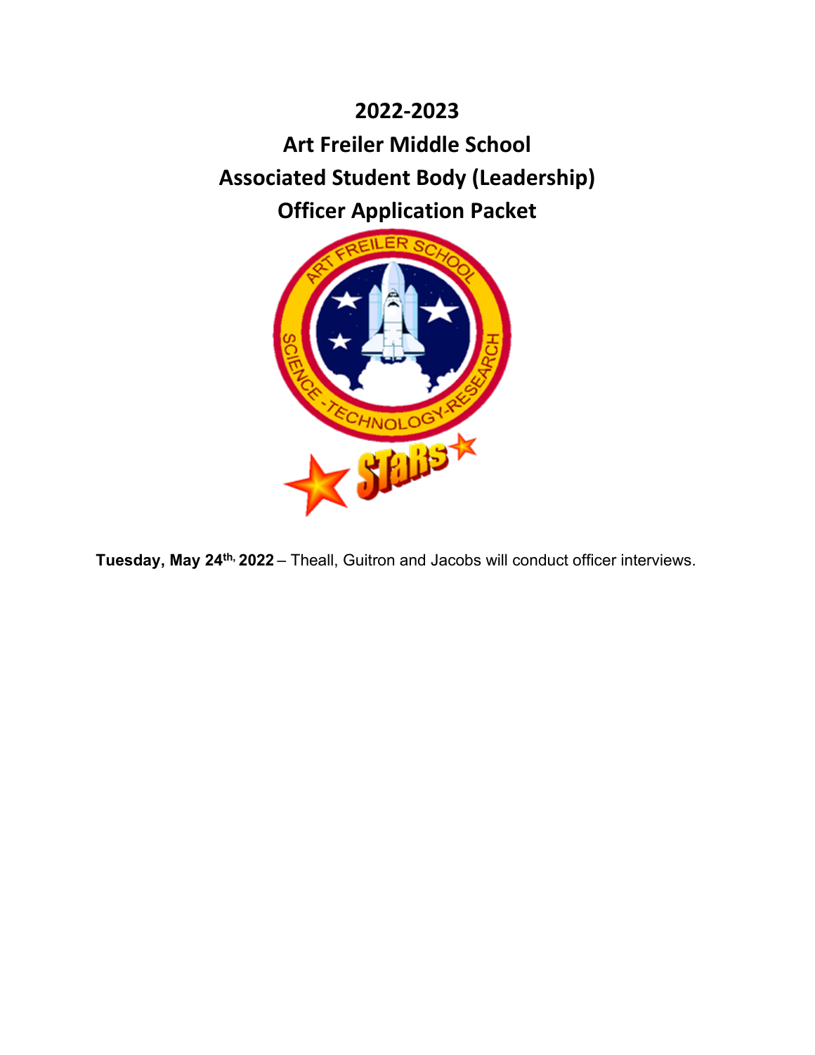# 2022-2023
# Art Freiler Middle School
# Associated Student Body (Leadership)
# Officer Application Packet

**Tuesday, May 24th, 2022** – Theall, Guitron and Jacobs will conduct officer interviews.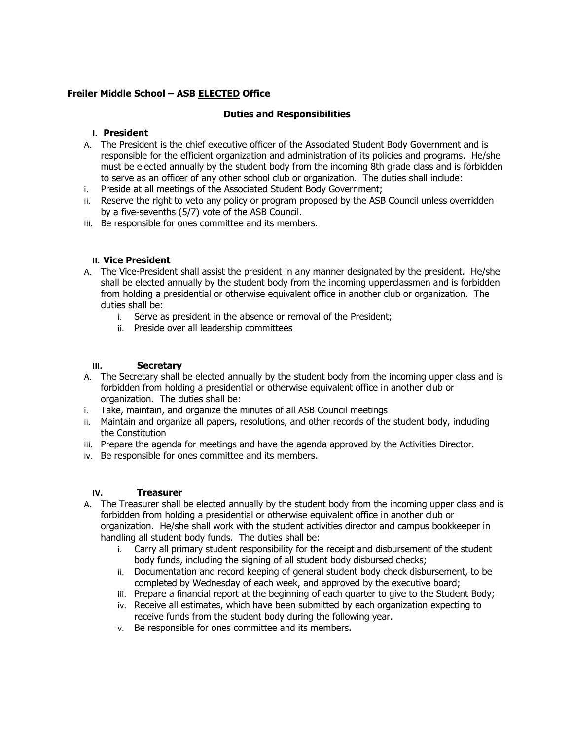**Freiler Middle School – ASB ELECTED Office**

**Duties and Responsibilities**

## I. President

A. The President is the chief executive officer of the Associated Student Body Government and is responsible for the efficient organization and administration of its policies and programs. He/she must be elected annually by the student body from the incoming 8th grade class and is forbidden to serve as an officer of any other school club or organization. The duties shall include:

i. Preside at all meetings of the Associated Student Body Government;
ii. Reserve the right to veto any policy or program proposed by the ASB Council unless overridden by a five-sevenths (5/7) vote of the ASB Council.
iii. Be responsible for ones committee and its members.

## II. Vice President

A. The Vice-President shall assist the president in any manner designated by the president. He/she shall be elected annually by the student body from the incoming upperclassmen and is forbidden from holding a presidential or otherwise equivalent office in another club or organization. The duties shall be:

i. Serve as president in the absence or removal of the President;
ii. Preside over all leadership committees

## III. Secretary

A. The Secretary shall be elected annually by the student body from the incoming upper class and is forbidden from holding a presidential or otherwise equivalent office in another club or organization. The duties shall be:

i. Take, maintain, and organize the minutes of all ASB Council meetings
ii. Maintain and organize all papers, resolutions, and other records of the student body, including the Constitution
iii. Prepare the agenda for meetings and have the agenda approved by the Activities Director.
iv. Be responsible for ones committee and its members.

## IV. Treasurer

A. The Treasurer shall be elected annually by the student body from the incoming upper class and is forbidden from holding a presidential or otherwise equivalent office in another club or organization. He/she shall work with the student activities director and campus bookkeeper in handling all student body funds. The duties shall be:

i. Carry all primary student responsibility for the receipt and disbursement of the student body funds, including the signing of all student body disbursed checks;
ii. Documentation and record keeping of general student body check disbursement, to be completed by Wednesday of each week, and approved by the executive board;
iii. Prepare a financial report at the beginning of each quarter to give to the Student Body;
iv. Receive all estimates, which have been submitted by each organization expecting to receive funds from the student body during the following year.
v. Be responsible for ones committee and its members.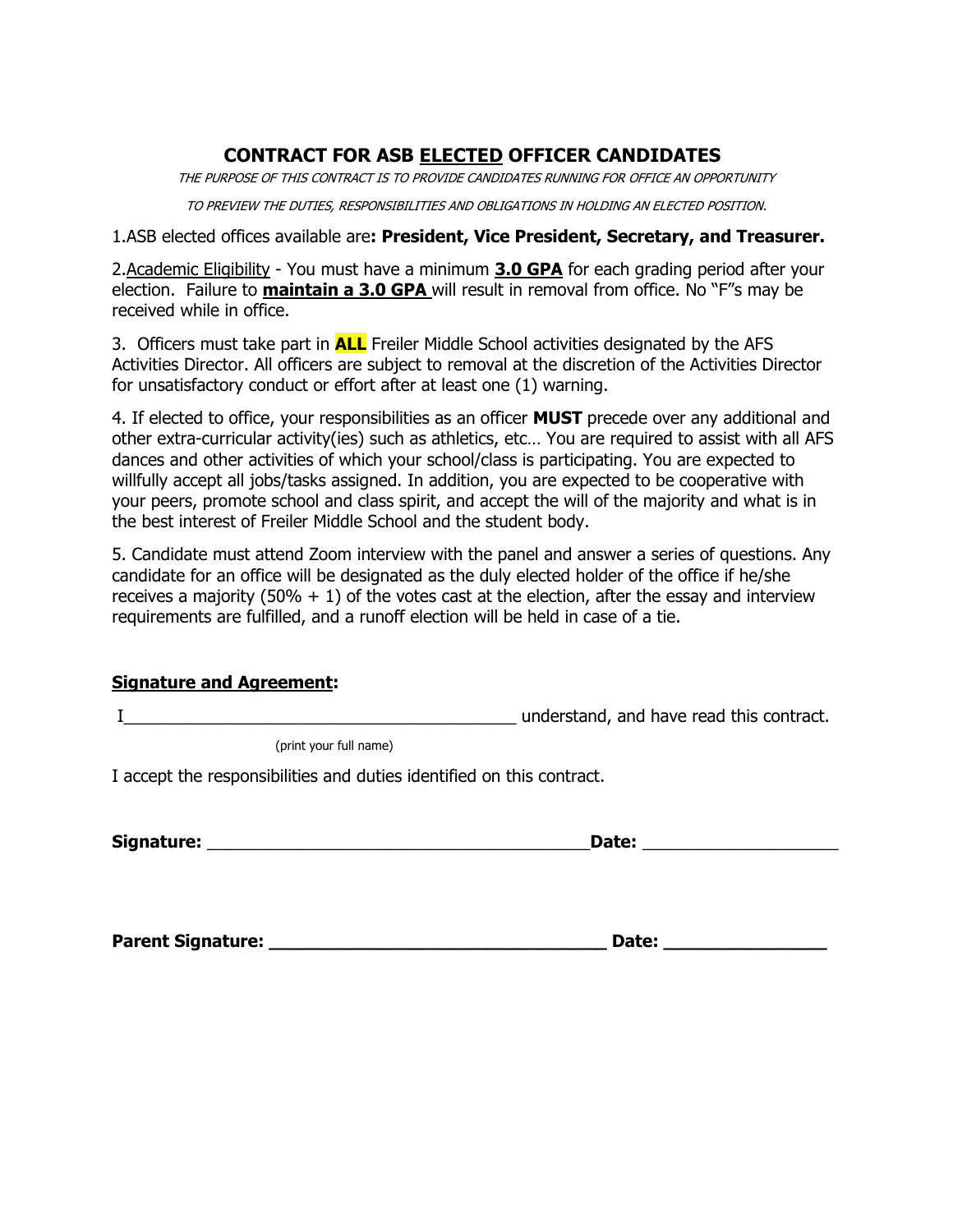# CONTRACT FOR ASB <u>ELECTED</u> OFFICER CANDIDATES

*THE PURPOSE OF THIS CONTRACT IS TO PROVIDE CANDIDATES RUNNING FOR OFFICE AN OPPORTUNITY TO PREVIEW THE DUTIES, RESPONSIBILITIES AND OBLIGATIONS IN HOLDING AN ELECTED POSITION.*

1.ASB elected offices available are**: President, Vice President, Secretary, and Treasurer.**

2.<u>Academic Eligibility</u> - You must have a minimum **<u>3.0 GPA</u>** for each grading period after your election. Failure to **<u>maintain a 3.0 GPA</u>** will result in removal from office. No "F"s may be received while in office.

3. Officers must take part in **<u>ALL</u>** Freiler Middle School activities designated by the AFS Activities Director. All officers are subject to removal at the discretion of the Activities Director for unsatisfactory conduct or effort after at least one (1) warning.

4. If elected to office, your responsibilities as an officer **MUST** precede over any additional and other extra-curricular activity(ies) such as athletics, etc… You are required to assist with all AFS dances and other activities of which your school/class is participating. You are expected to willfully accept all jobs/tasks assigned. In addition, you are expected to be cooperative with your peers, promote school and class spirit, and accept the will of the majority and what is in the best interest of Freiler Middle School and the student body.

5. Candidate must attend Zoom interview with the panel and answer a series of questions. Any candidate for an office will be designated as the duly elected holder of the office if he/she receives a majority (50% + 1) of the votes cast at the election, after the essay and interview requirements are fulfilled, and a runoff election will be held in case of a tie.

**<u>Signature and Agreement</u>:**

I__________________________________________ understand, and have read this contract.

(print your full name)

I accept the responsibilities and duties identified on this contract.

**Signature:** ________________________________________**Date:** ____________________

**Parent Signature: __________________________________ Date: ________________**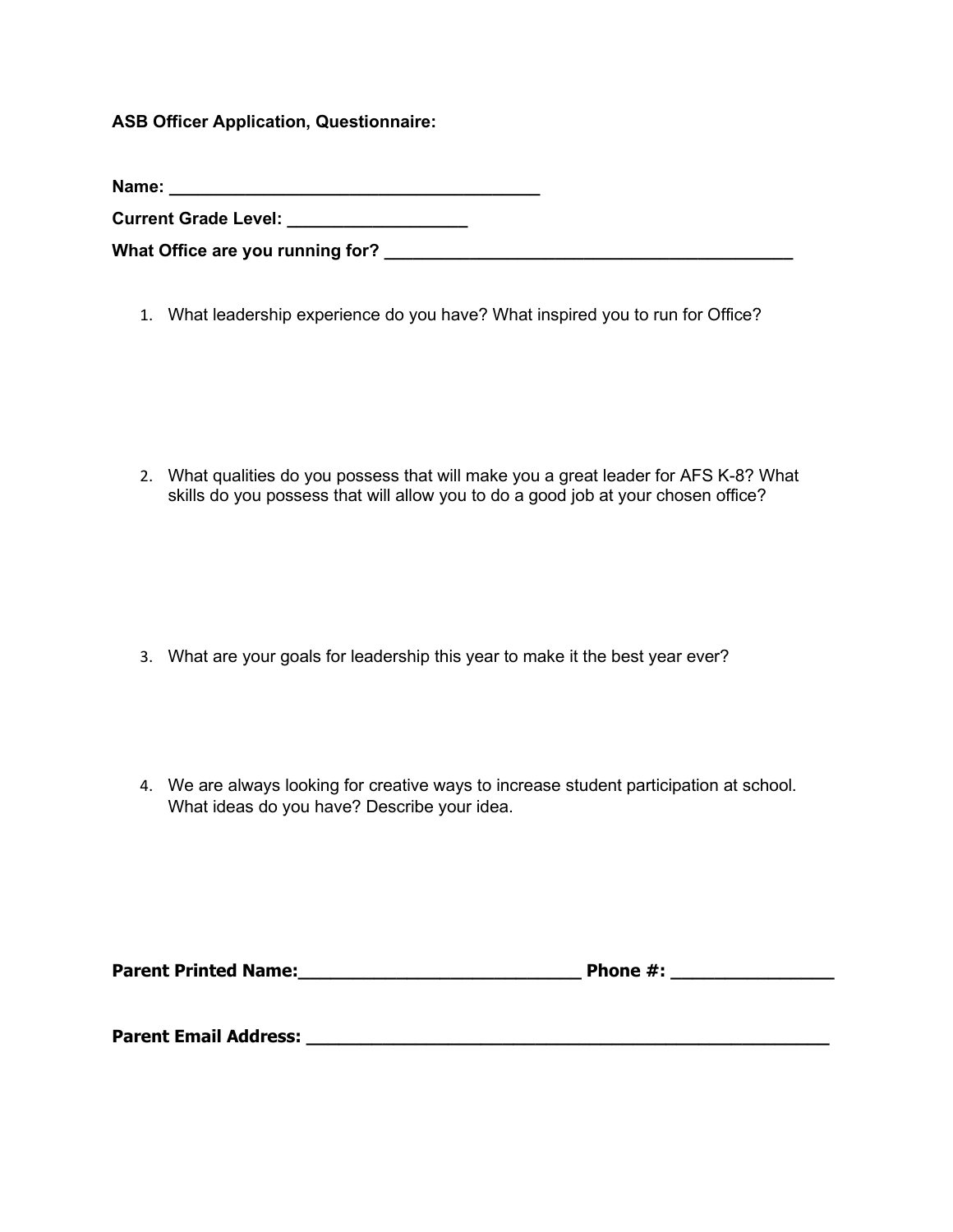**ASB Officer Application, Questionnaire:**

**Name: _______________________________________**

**Current Grade Level: __________________**

**What Office are you running for? ___________________________________________**

1. What leadership experience do you have? What inspired you to run for Office?

2. What qualities do you possess that will make you a great leader for AFS K-8? What skills do you possess that will allow you to do a good job at your chosen office?

3. What are your goals for leadership this year to make it the best year ever?

4. We are always looking for creative ways to increase student participation at school. What ideas do you have? Describe your idea.

**Parent Printed Name:_____________________________ Phone #: ________________**

**Parent Email Address: ______________________________________________________**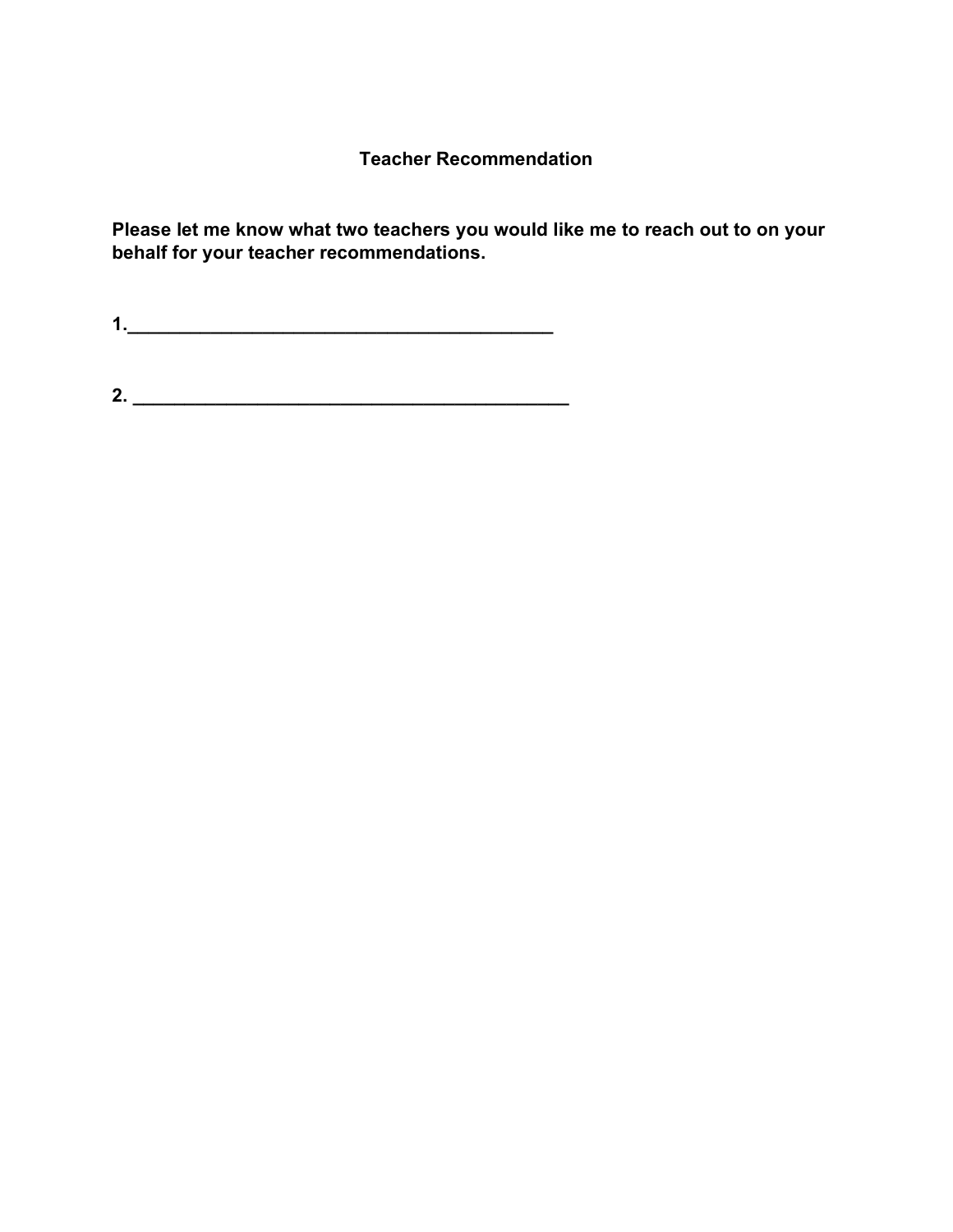**Teacher Recommendation**

**Please let me know what two teachers you would like me to reach out to on your behalf for your teacher recommendations.**

**1.___________________________________________**

**2. ____________________________________________**